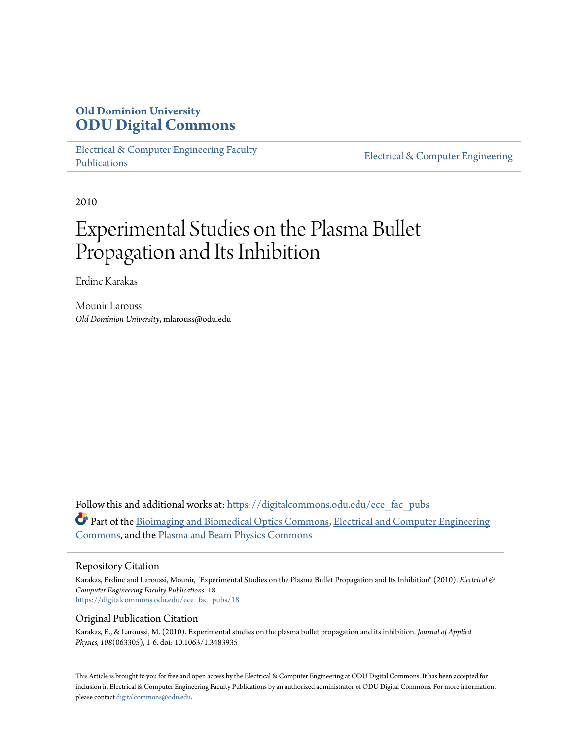**Old Dominion University**
# ODU Digital Commons

Electrical & Computer Engineering Faculty Publications | Electrical & Computer Engineering

2010

# Experimental Studies on the Plasma Bullet Propagation and Its Inhibition

Erdinc Karakas

Mounir Laroussi
*Old Dominion University*, mlarouss@odu.edu

Follow this and additional works at: https://digitalcommons.odu.edu/ece_fac_pubs

Part of the Bioimaging and Biomedical Optics Commons, Electrical and Computer Engineering Commons, and the Plasma and Beam Physics Commons

## Repository Citation

Karakas, Erdinc and Laroussi, Mounir, "Experimental Studies on the Plasma Bullet Propagation and Its Inhibition" (2010). *Electrical & Computer Engineering Faculty Publications*. 18.
https://digitalcommons.odu.edu/ece_fac_pubs/18

## Original Publication Citation

Karakas, E., & Laroussi, M. (2010). Experimental studies on the plasma bullet propagation and its inhibition. *Journal of Applied Physics, 108*(063305), 1-6. doi: 10.1063/1.3483935

This Article is brought to you for free and open access by the Electrical & Computer Engineering at ODU Digital Commons. It has been accepted for inclusion in Electrical & Computer Engineering Faculty Publications by an authorized administrator of ODU Digital Commons. For more information, please contact digitalcommons@odu.edu.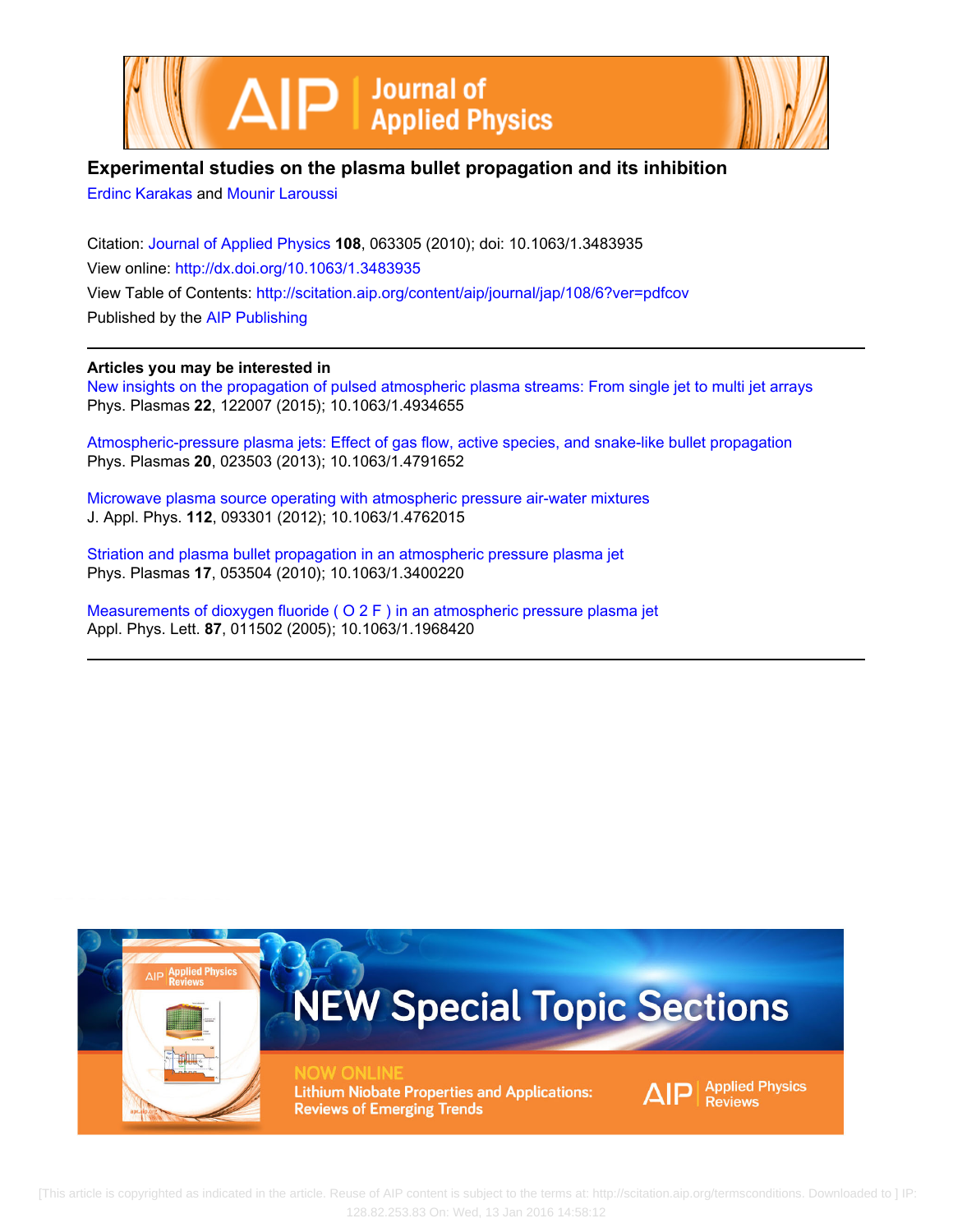# Experimental studies on the plasma bullet propagation and its inhibition

Erdinc Karakas and Mounir Laroussi

Citation: Journal of Applied Physics **108**, 063305 (2010); doi: 10.1063/1.3483935

View online: http://dx.doi.org/10.1063/1.3483935

View Table of Contents: http://scitation.aip.org/content/aip/journal/jap/108/6?ver=pdfcov

Published by the AIP Publishing

**Articles you may be interested in**

New insights on the propagation of pulsed atmospheric plasma streams: From single jet to multi jet arrays
Phys. Plasmas **22**, 122007 (2015); 10.1063/1.4934655

Atmospheric-pressure plasma jets: Effect of gas flow, active species, and snake-like bullet propagation
Phys. Plasmas **20**, 023503 (2013); 10.1063/1.4791652

Microwave plasma source operating with atmospheric pressure air-water mixtures
J. Appl. Phys. **112**, 093301 (2012); 10.1063/1.4762015

Striation and plasma bullet propagation in an atmospheric pressure plasma jet
Phys. Plasmas **17**, 053504 (2010); 10.1063/1.3400220

Measurements of dioxygen fluoride ( O 2 F ) in an atmospheric pressure plasma jet
Appl. Phys. Lett. **87**, 011502 (2005); 10.1063/1.1968420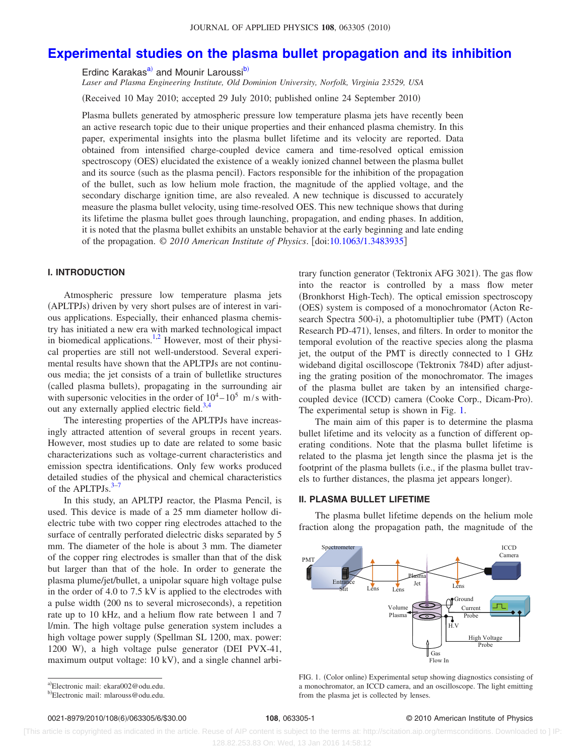# Experimental studies on the plasma bullet propagation and its inhibition

Erdinc Karakas[a] and Mounir Laroussi[b]

*Laser and Plasma Engineering Institute, Old Dominion University, Norfolk, Virginia 23529, USA*

(Received 10 May 2010; accepted 29 July 2010; published online 24 September 2010)

Plasma bullets generated by atmospheric pressure low temperature plasma jets have recently been an active research topic due to their unique properties and their enhanced plasma chemistry. In this paper, experimental insights into the plasma bullet lifetime and its velocity are reported. Data obtained from intensified charge-coupled device camera and time-resolved optical emission spectroscopy (OES) elucidated the existence of a weakly ionized channel between the plasma bullet and its source (such as the plasma pencil). Factors responsible for the inhibition of the propagation of the bullet, such as low helium mole fraction, the magnitude of the applied voltage, and the secondary discharge ignition time, are also revealed. A new technique is discussed to accurately measure the plasma bullet velocity, using time-resolved OES. This new technique shows that during its lifetime the plasma bullet goes through launching, propagation, and ending phases. In addition, it is noted that the plasma bullet exhibits an unstable behavior at the early beginning and late ending of the propagation. © *2010 American Institute of Physics*. [doi:10.1063/1.3483935]

## I. INTRODUCTION

Atmospheric pressure low temperature plasma jets (APLTPJs) driven by very short pulses are of interest in various applications. Especially, their enhanced plasma chemistry has initiated a new era with marked technological impact in biomedical applications.[1,2] However, most of their physical properties are still not well-understood. Several experimental results have shown that the APLTPJs are not continuous media; the jet consists of a train of bulletlike structures (called plasma bullets), propagating in the surrounding air with supersonic velocities in the order of $10^4$–$10^5$ m/s without any externally applied electric field.[3,4]

The interesting properties of the APLTPJs have increasingly attracted attention of several groups in recent years. However, most studies up to date are related to some basic characterizations such as voltage-current characteristics and emission spectra identifications. Only few works produced detailed studies of the physical and chemical characteristics of the APLTPJs.[3–7]

In this study, an APLTPJ reactor, the Plasma Pencil, is used. This device is made of a 25 mm diameter hollow dielectric tube with two copper ring electrodes attached to the surface of centrally perforated dielectric disks separated by 5 mm. The diameter of the hole is about 3 mm. The diameter of the copper ring electrodes is smaller than that of the disk but larger than that of the hole. In order to generate the plasma plume/jet/bullet, a unipolar square high voltage pulse in the order of 4.0 to 7.5 kV is applied to the electrodes with a pulse width (200 ns to several microseconds), a repetition rate up to 10 kHz, and a helium flow rate between 1 and 7 l/min. The high voltage pulse generation system includes a high voltage power supply (Spellman SL 1200, max. power: 1200 W), a high voltage pulse generator (DEI PVX-41, maximum output voltage: 10 kV), and a single channel arbitrary function generator (Tektronix AFG 3021). The gas flow into the reactor is controlled by a mass flow meter (Bronkhorst High-Tech). The optical emission spectroscopy (OES) system is composed of a monochromator (Acton Research Spectra 500-i), a photomultiplier tube (PMT) (Acton Research PD-471), lenses, and filters. In order to monitor the temporal evolution of the reactive species along the plasma jet, the output of the PMT is directly connected to 1 GHz wideband digital oscilloscope (Tektronix 784D) after adjusting the grating position of the monochromator. The images of the plasma bullet are taken by an intensified charge-coupled device (ICCD) camera (Cooke Corp., Dicam-Pro). The experimental setup is shown in Fig. 1.

The main aim of this paper is to determine the plasma bullet lifetime and its velocity as a function of different operating conditions. Note that the plasma bullet lifetime is related to the plasma jet length since the plasma jet is the footprint of the plasma bullets (i.e., if the plasma bullet travels to further distances, the plasma jet appears longer).

## II. PLASMA BULLET LIFETIME

The plasma bullet lifetime depends on the helium mole fraction along the propagation path, the magnitude of the

FIG. 1. (Color online) Experimental setup showing diagnostics consisting of a monochromator, an ICCD camera, and an oscilloscope. The light emitting from the plasma jet is collected by lenses.

[a]Electronic mail: ekara002@odu.edu.

[b]Electronic mail: mlarouss@odu.edu.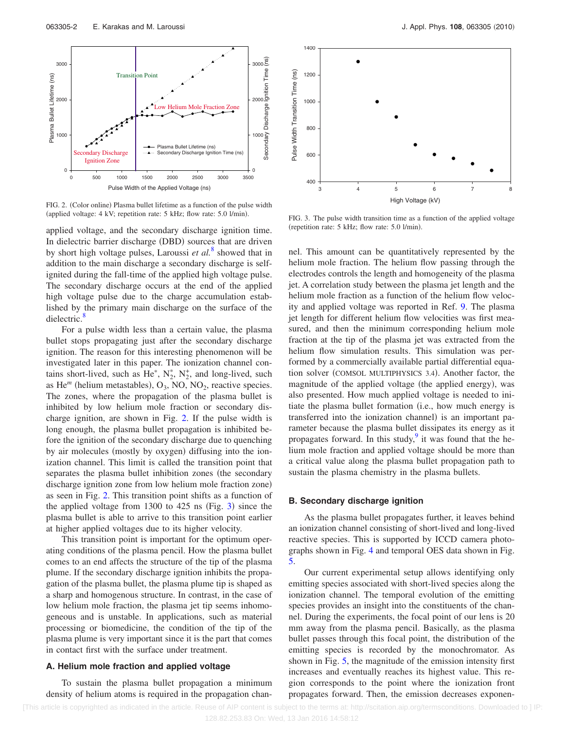FIG. 2. (Color online) Plasma bullet lifetime as a function of the pulse width (applied voltage: 4 kV; repetition rate: 5 kHz; flow rate: 5.0 l/min).

FIG. 3. The pulse width transition time as a function of the applied voltage (repetition rate: 5 kHz; flow rate: 5.0 l/min).

applied voltage, and the secondary discharge ignition time. In dielectric barrier discharge (DBD) sources that are driven by short high voltage pulses, Laroussi *et al.*[8] showed that in addition to the main discharge a secondary discharge is self-ignited during the fall-time of the applied high voltage pulse. The secondary discharge occurs at the end of the applied high voltage pulse due to the charge accumulation established by the primary main discharge on the surface of the dielectric.[8]

For a pulse width less than a certain value, the plasma bullet stops propagating just after the secondary discharge ignition. The reason for this interesting phenomenon will be investigated later in this paper. The ionization channel contains short-lived, such as $He^*$, $N_2^*$, $N_2^+$, and long-lived, such as $He^m$ (helium metastables), $O_3$, NO, $NO_2$, reactive species. The zones, where the propagation of the plasma bullet is inhibited by low helium mole fraction or secondary discharge ignition, are shown in Fig. 2. If the pulse width is long enough, the plasma bullet propagation is inhibited before the ignition of the secondary discharge due to quenching by air molecules (mostly by oxygen) diffusing into the ionization channel. This limit is called the transition point that separates the plasma bullet inhibition zones (the secondary discharge ignition zone from low helium mole fraction zone) as seen in Fig. 2. This transition point shifts as a function of the applied voltage from 1300 to 425 ns (Fig. 3) since the plasma bullet is able to arrive to this transition point earlier at higher applied voltages due to its higher velocity.

This transition point is important for the optimum operating conditions of the plasma pencil. How the plasma bullet comes to an end affects the structure of the tip of the plasma plume. If the secondary discharge ignition inhibits the propagation of the plasma bullet, the plasma plume tip is shaped as a sharp and homogenous structure. In contrast, in the case of low helium mole fraction, the plasma jet tip seems inhomogeneous and is unstable. In applications, such as material processing or biomedicine, the condition of the tip of the plasma plume is very important since it is the part that comes in contact first with the surface under treatment.

### A. Helium mole fraction and applied voltage

To sustain the plasma bullet propagation a minimum density of helium atoms is required in the propagation channel. This amount can be quantitatively represented by the helium mole fraction. The helium flow passing through the electrodes controls the length and homogeneity of the plasma jet. A correlation study between the plasma jet length and the helium mole fraction as a function of the helium flow velocity and applied voltage was reported in Ref. 9. The plasma jet length for different helium flow velocities was first measured, and then the minimum corresponding helium mole fraction at the tip of the plasma jet was extracted from the helium flow simulation results. This simulation was performed by a commercially available partial differential equation solver (COMSOL MULTIPHYSICS 3.4). Another factor, the magnitude of the applied voltage (the applied energy), was also presented. How much applied voltage is needed to initiate the plasma bullet formation (i.e., how much energy is transferred into the ionization channel) is an important parameter because the plasma bullet dissipates its energy as it propagates forward. In this study,[9] it was found that the helium mole fraction and applied voltage should be more than a critical value along the plasma bullet propagation path to sustain the plasma chemistry in the plasma bullets.

### B. Secondary discharge ignition

As the plasma bullet propagates further, it leaves behind an ionization channel consisting of short-lived and long-lived reactive species. This is supported by ICCD camera photographs shown in Fig. 4 and temporal OES data shown in Fig. 5.

Our current experimental setup allows identifying only emitting species associated with short-lived species along the ionization channel. The temporal evolution of the emitting species provides an insight into the constituents of the channel. During the experiments, the focal point of our lens is 20 mm away from the plasma pencil. Basically, as the plasma bullet passes through this focal point, the distribution of the emitting species is recorded by the monochromator. As shown in Fig. 5, the magnitude of the emission intensity first increases and eventually reaches its highest value. This region corresponds to the point where the ionization front propagates forward. Then, the emission decreases exponen-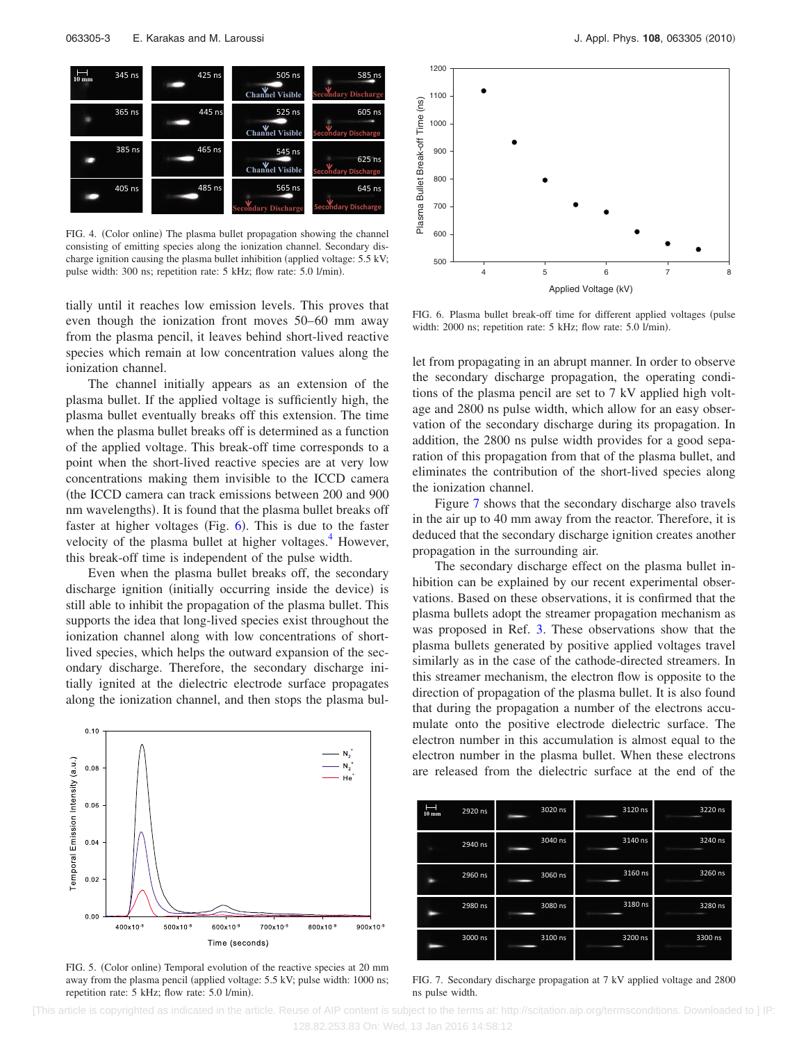FIG. 4. (Color online) The plasma bullet propagation showing the channel consisting of emitting species along the ionization channel. Secondary discharge ignition causing the plasma bullet inhibition (applied voltage: 5.5 kV; pulse width: 300 ns; repetition rate: 5 kHz; flow rate: 5.0 l/min).

tially until it reaches low emission levels. This proves that even though the ionization front moves 50–60 mm away from the plasma pencil, it leaves behind short-lived reactive species which remain at low concentration values along the ionization channel.

The channel initially appears as an extension of the plasma bullet. If the applied voltage is sufficiently high, the plasma bullet eventually breaks off this extension. The time when the plasma bullet breaks off is determined as a function of the applied voltage. This break-off time corresponds to a point when the short-lived reactive species are at very low concentrations making them invisible to the ICCD camera (the ICCD camera can track emissions between 200 and 900 nm wavelengths). It is found that the plasma bullet breaks off faster at higher voltages (Fig. 6). This is due to the faster velocity of the plasma bullet at higher voltages.[4] However, this break-off time is independent of the pulse width.

Even when the plasma bullet breaks off, the secondary discharge ignition (initially occurring inside the device) is still able to inhibit the propagation of the plasma bullet. This supports the idea that long-lived species exist throughout the ionization channel along with low concentrations of short-lived species, which helps the outward expansion of the secondary discharge. Therefore, the secondary discharge initially ignited at the dielectric electrode surface propagates along the ionization channel, and then stops the plasma bullet from propagating in an abrupt manner. In order to observe the secondary discharge propagation, the operating conditions of the plasma pencil are set to 7 kV applied high voltage and 2800 ns pulse width, which allow for an easy observation of the secondary discharge during its propagation. In addition, the 2800 ns pulse width provides for a good separation of this propagation from that of the plasma bullet, and eliminates the contribution of the short-lived species along the ionization channel.

FIG. 5. (Color online) Temporal evolution of the reactive species at 20 mm away from the plasma pencil (applied voltage: 5.5 kV; pulse width: 1000 ns; repetition rate: 5 kHz; flow rate: 5.0 l/min).

FIG. 6. Plasma bullet break-off time for different applied voltages (pulse width: 2000 ns; repetition rate: 5 kHz; flow rate: 5.0 l/min).

Figure 7 shows that the secondary discharge also travels in the air up to 40 mm away from the reactor. Therefore, it is deduced that the secondary discharge ignition creates another propagation in the surrounding air.

The secondary discharge effect on the plasma bullet inhibition can be explained by our recent experimental observations. Based on these observations, it is confirmed that the plasma bullets adopt the streamer propagation mechanism as was proposed in Ref. 3. These observations show that the plasma bullets generated by positive applied voltages travel similarly as in the case of the cathode-directed streamers. In this streamer mechanism, the electron flow is opposite to the direction of propagation of the plasma bullet. It is also found that during the propagation a number of the electrons accumulate onto the positive electrode dielectric surface. The electron number in this accumulation is almost equal to the electron number in the plasma bullet. When these electrons are released from the dielectric surface at the end of the

FIG. 7. Secondary discharge propagation at 7 kV applied voltage and 2800 ns pulse width.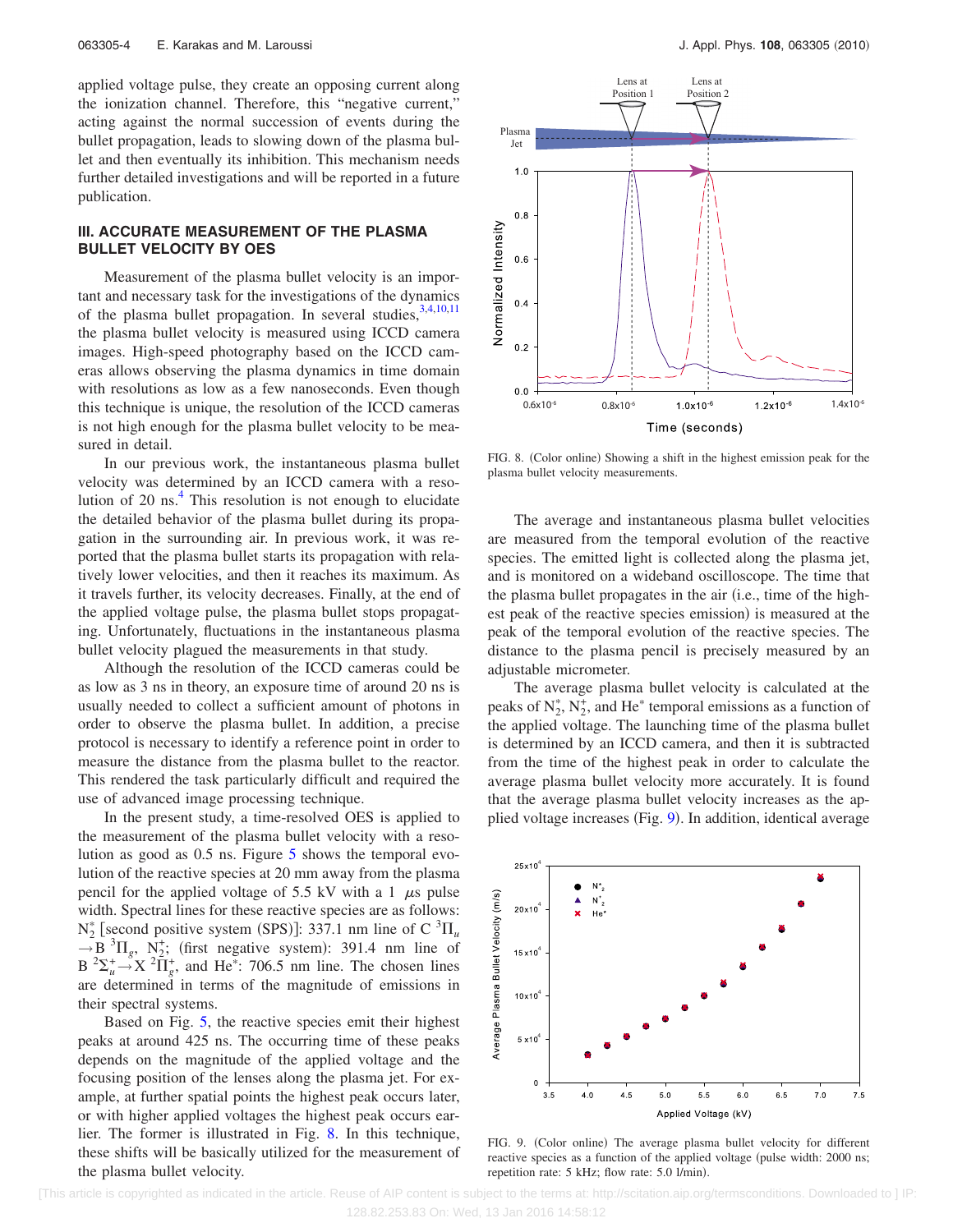applied voltage pulse, they create an opposing current along the ionization channel. Therefore, this "negative current," acting against the normal succession of events during the bullet propagation, leads to slowing down of the plasma bullet and then eventually its inhibition. This mechanism needs further detailed investigations and will be reported in a future publication.

## III. ACCURATE MEASUREMENT OF THE PLASMA BULLET VELOCITY BY OES

Measurement of the plasma bullet velocity is an important and necessary task for the investigations of the dynamics of the plasma bullet propagation. In several studies,[3,4,10,11] the plasma bullet velocity is measured using ICCD camera images. High-speed photography based on the ICCD cameras allows observing the plasma dynamics in time domain with resolutions as low as a few nanoseconds. Even though this technique is unique, the resolution of the ICCD cameras is not high enough for the plasma bullet velocity to be measured in detail.

In our previous work, the instantaneous plasma bullet velocity was determined by an ICCD camera with a resolution of 20 ns.[4] This resolution is not enough to elucidate the detailed behavior of the plasma bullet during its propagation in the surrounding air. In previous work, it was reported that the plasma bullet starts its propagation with relatively lower velocities, and then it reaches its maximum. As it travels further, its velocity decreases. Finally, at the end of the applied voltage pulse, the plasma bullet stops propagating. Unfortunately, fluctuations in the instantaneous plasma bullet velocity plagued the measurements in that study.

Although the resolution of the ICCD cameras could be as low as 3 ns in theory, an exposure time of around 20 ns is usually needed to collect a sufficient amount of photons in order to observe the plasma bullet. In addition, a precise protocol is necessary to identify a reference point in order to measure the distance from the plasma bullet to the reactor. This rendered the task particularly difficult and required the use of advanced image processing technique.

In the present study, a time-resolved OES is applied to the measurement of the plasma bullet velocity with a resolution as good as 0.5 ns. Figure 5 shows the temporal evolution of the reactive species at 20 mm away from the plasma pencil for the applied voltage of 5.5 kV with a 1 $\mu$s pulse width. Spectral lines for these reactive species are as follows: $N_2^*$ [second positive system (SPS)]: 337.1 nm line of $C\,^3\Pi_u \rightarrow B\,^3\Pi_g$, $N_2^+$; (first negative system): 391.4 nm line of $B\,^2\Sigma_u^+ \rightarrow X\,^2\Pi_g^+$, and He*: 706.5 nm line. The chosen lines are determined in terms of the magnitude of emissions in their spectral systems.

Based on Fig. 5, the reactive species emit their highest peaks at around 425 ns. The occurring time of these peaks depends on the magnitude of the applied voltage and the focusing position of the lenses along the plasma jet. For example, at further spatial points the highest peak occurs later, or with higher applied voltages the highest peak occurs earlier. The former is illustrated in Fig. 8. In this technique, these shifts will be basically utilized for the measurement of the plasma bullet velocity.

FIG. 8. (Color online) Showing a shift in the highest emission peak for the plasma bullet velocity measurements.

The average and instantaneous plasma bullet velocities are measured from the temporal evolution of the reactive species. The emitted light is collected along the plasma jet, and is monitored on a wideband oscilloscope. The time that the plasma bullet propagates in the air (i.e., time of the highest peak of the reactive species emission) is measured at the peak of the temporal evolution of the reactive species. The distance to the plasma pencil is precisely measured by an adjustable micrometer.

The average plasma bullet velocity is calculated at the peaks of $N_2^*$, $N_2^+$, and He* temporal emissions as a function of the applied voltage. The launching time of the plasma bullet is determined by an ICCD camera, and then it is subtracted from the time of the highest peak in order to calculate the average plasma bullet velocity more accurately. It is found that the average plasma bullet velocity increases as the applied voltage increases (Fig. 9). In addition, identical average

FIG. 9. (Color online) The average plasma bullet velocity for different reactive species as a function of the applied voltage (pulse width: 2000 ns; repetition rate: 5 kHz; flow rate: 5.0 l/min).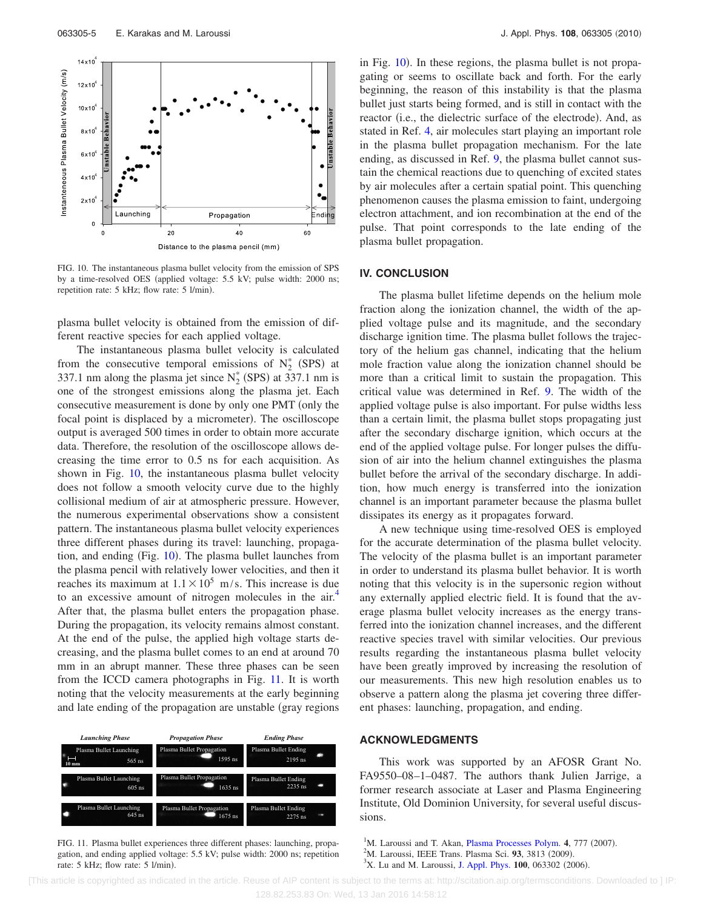14x10^4

12x10^4

10x10^4

8x10^4

6x10^4

4x10^4

2x10^4

0

0 20 40 60

Instantaneous Plasma Bullet Velocity (m/s)

Distance to the plasma pencil (mm)

Unstable Behavior

Unstable Behavior

Launching

Propagation

Ending

FIG. 10. The instantaneous plasma bullet velocity from the emission of SPS by a time-resolved OES (applied voltage: 5.5 kV; pulse width: 2000 ns; repetition rate: 5 kHz; flow rate: 5 l/min).

plasma bullet velocity is obtained from the emission of different reactive species for each applied voltage.

The instantaneous plasma bullet velocity is calculated from the consecutive temporal emissions of $N_2^*$ (SPS) at 337.1 nm along the plasma jet since $N_2^*$ (SPS) at 337.1 nm is one of the strongest emissions along the plasma jet. Each consecutive measurement is done by only one PMT (only the focal point is displaced by a micrometer). The oscilloscope output is averaged 500 times in order to obtain more accurate data. Therefore, the resolution of the oscilloscope allows decreasing the time error to 0.5 ns for each acquisition. As shown in Fig. 10, the instantaneous plasma bullet velocity does not follow a smooth velocity curve due to the highly collisional medium of air at atmospheric pressure. However, the numerous experimental observations show a consistent pattern. The instantaneous plasma bullet velocity experiences three different phases during its travel: launching, propagation, and ending (Fig. 10). The plasma bullet launches from the plasma pencil with relatively lower velocities, and then it reaches its maximum at $1.1 \times 10^5$ m/s. This increase is due to an excessive amount of nitrogen molecules in the air.[4] After that, the plasma bullet enters the propagation phase. During the propagation, its velocity remains almost constant. At the end of the pulse, the applied high voltage starts decreasing, and the plasma bullet comes to an end at around 70 mm in an abrupt manner. These three phases can be seen from the ICCD camera photographs in Fig. 11. It is worth noting that the velocity measurements at the early beginning and late ending of the propagation are unstable (gray regions in Fig. 10). In these regions, the plasma bullet is not propagating or seems to oscillate back and forth. For the early beginning, the reason of this instability is that the plasma bullet just starts being formed, and is still in contact with the reactor (i.e., the dielectric surface of the electrode). And, as stated in Ref. 4, air molecules start playing an important role in the plasma bullet propagation mechanism. For the late ending, as discussed in Ref. 9, the plasma bullet cannot sustain the chemical reactions due to quenching of excited states by air molecules after a certain spatial point. This quenching phenomenon causes the plasma emission to faint, undergoing electron attachment, and ion recombination at the end of the pulse. That point corresponds to the late ending of the plasma bullet propagation.

Launching Phase | Propagation Phase | Ending Phase

Plasma Bullet Launching 565 ns | Plasma Bullet Propagation 1595 ns | Plasma Bullet Ending 2195 ns

10 mm

Plasma Bullet Launching 605 ns | Plasma Bullet Propagation 1635 ns | Plasma Bullet Ending 2235 ns

Plasma Bullet Launching 645 ns | Plasma Bullet Propagation 1675 ns | Plasma Bullet Ending 2275 ns

FIG. 11. Plasma bullet experiences three different phases: launching, propagation, and ending (applied voltage: 5.5 kV; pulse width: 2000 ns; repetition rate: 5 kHz; flow rate: 5 l/min).

## IV. CONCLUSION

The plasma bullet lifetime depends on the helium mole fraction along the ionization channel, the width of the applied voltage pulse and its magnitude, and the secondary discharge ignition time. The plasma bullet follows the trajectory of the helium gas channel, indicating that the helium mole fraction value along the ionization channel should be more than a critical limit to sustain the propagation. This critical value was determined in Ref. 9. The width of the applied voltage pulse is also important. For pulse widths less than a certain limit, the plasma bullet stops propagating just after the secondary discharge ignition, which occurs at the end of the applied voltage pulse. For longer pulses the diffusion of air into the helium channel extinguishes the plasma bullet before the arrival of the secondary discharge. In addition, how much energy is transferred into the ionization channel is an important parameter because the plasma bullet dissipates its energy as it propagates forward.

A new technique using time-resolved OES is employed for the accurate determination of the plasma bullet velocity. The velocity of the plasma bullet is an important parameter in order to understand its plasma bullet behavior. It is worth noting that this velocity is in the supersonic region without any externally applied electric field. It is found that the average plasma bullet velocity increases as the energy transferred into the ionization channel increases, and the different reactive species travel with similar velocities. Our previous results regarding the instantaneous plasma bullet velocity have been greatly improved by increasing the resolution of our measurements. This new high resolution enables us to observe a pattern along the plasma jet covering three different phases: launching, propagation, and ending.

## ACKNOWLEDGMENTS

This work was supported by an AFOSR Grant No. FA9550–08–1–0487. The authors thank Julien Jarrige, a former research associate at Laser and Plasma Engineering Institute, Old Dominion University, for several useful discussions.

[1] M. Laroussi and T. Akan, Plasma Processes Polym. **4**, 777 (2007).
[2] M. Laroussi, IEEE Trans. Plasma Sci. **93**, 3813 (2009).
[3] X. Lu and M. Laroussi, J. Appl. Phys. **100**, 063302 (2006).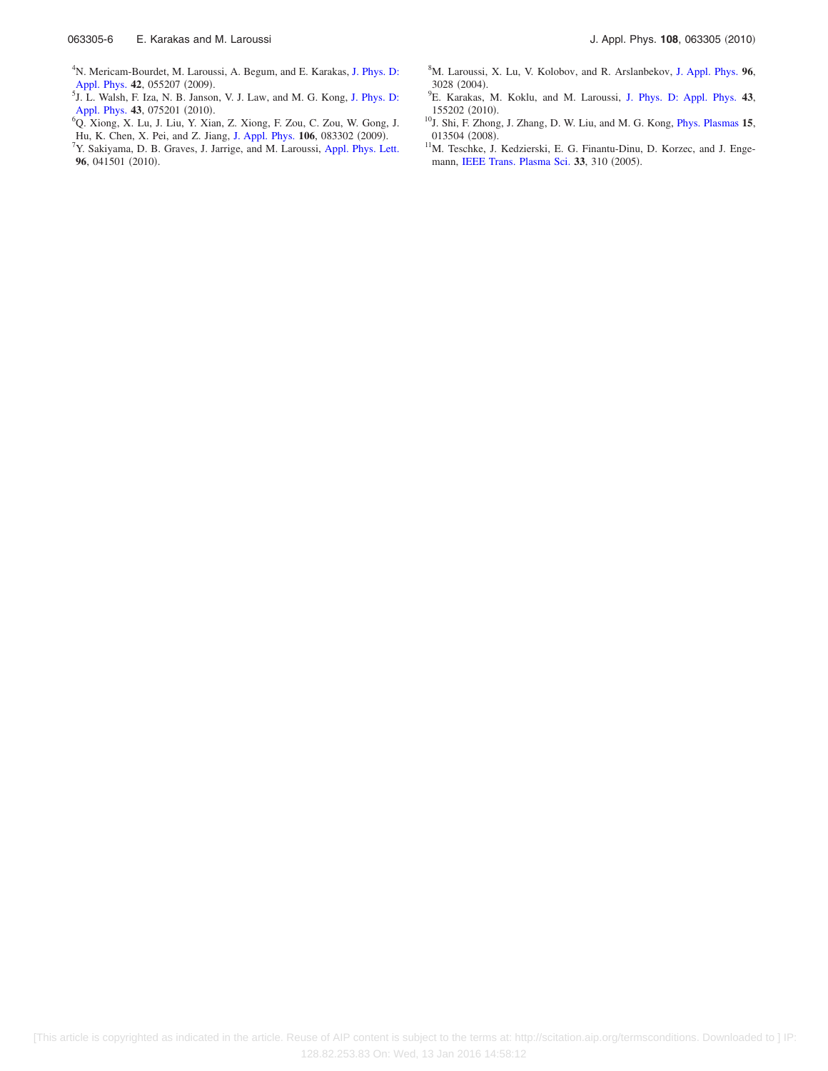[4] N. Mericam-Bourdet, M. Laroussi, A. Begum, and E. Karakas, J. Phys. D: Appl. Phys. **42**, 055207 (2009).

[5] J. L. Walsh, F. Iza, N. B. Janson, V. J. Law, and M. G. Kong, J. Phys. D: Appl. Phys. **43**, 075201 (2010).

[6] Q. Xiong, X. Lu, J. Liu, Y. Xian, Z. Xiong, F. Zou, C. Zou, W. Gong, J. Hu, K. Chen, X. Pei, and Z. Jiang, J. Appl. Phys. **106**, 083302 (2009).

[7] Y. Sakiyama, D. B. Graves, J. Jarrige, and M. Laroussi, Appl. Phys. Lett. **96**, 041501 (2010).

[8] M. Laroussi, X. Lu, V. Kolobov, and R. Arslanbekov, J. Appl. Phys. **96**, 3028 (2004).

[9] E. Karakas, M. Koklu, and M. Laroussi, J. Phys. D: Appl. Phys. **43**, 155202 (2010).

[10] J. Shi, F. Zhong, J. Zhang, D. W. Liu, and M. G. Kong, Phys. Plasmas **15**, 013504 (2008).

[11] M. Teschke, J. Kedzierski, E. G. Finantu-Dinu, D. Korzec, and J. Engemann, IEEE Trans. Plasma Sci. **33**, 310 (2005).

[This article is copyrighted as indicated in the article. Reuse of AIP content is subject to the terms at: http://scitation.aip.org/termsconditions. Downloaded to ] IP: 128.82.253.83 On: Wed, 13 Jan 2016 14:58:12